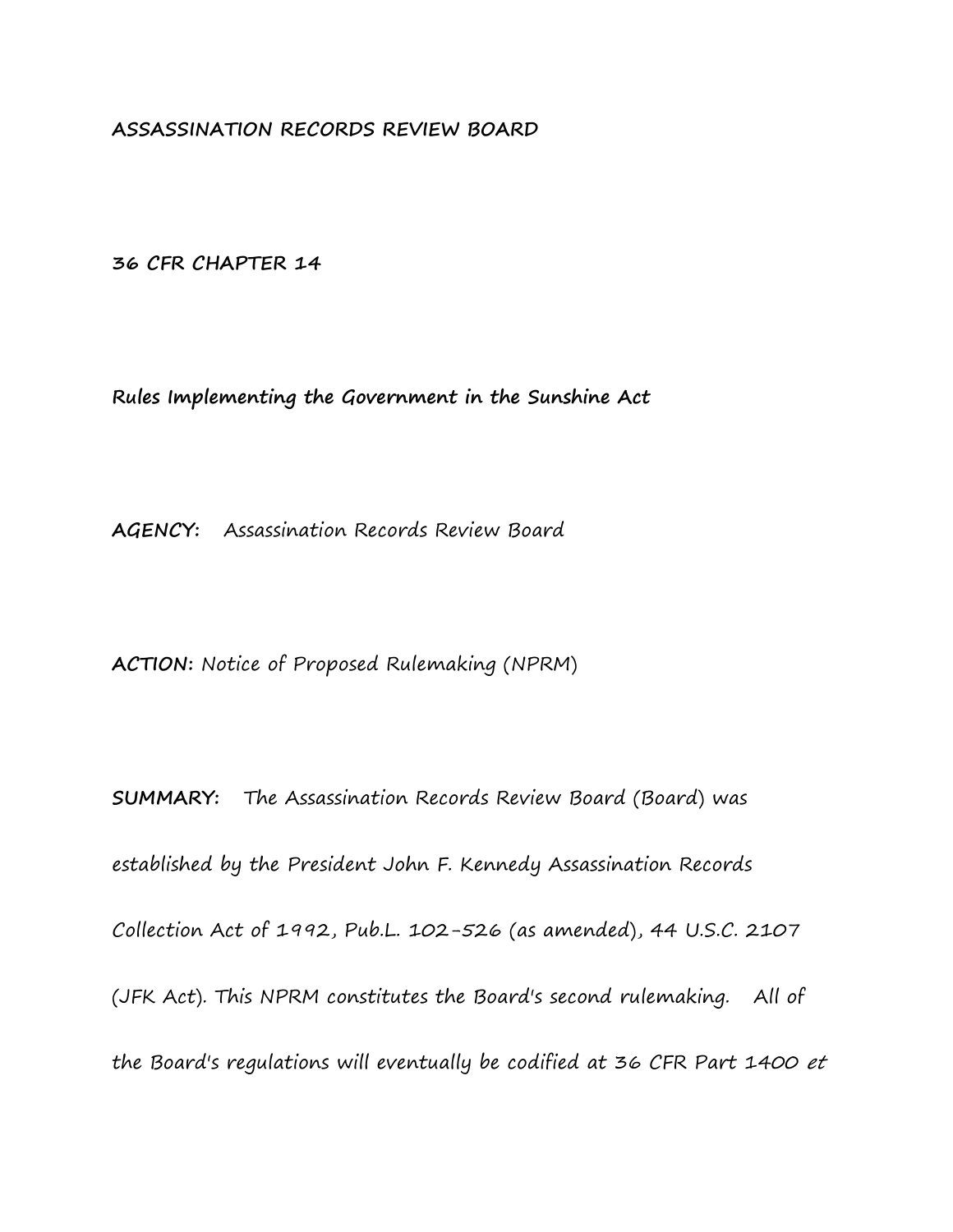**ASSASSINATION RECORDS REVIEW BOARD**

**36 CFR CHAPTER 14**

**Rules Implementing the Government in the Sunshine Act**

**AGENCY:** Assassination Records Review Board

**ACTION:** Notice of Proposed Rulemaking (NPRM)

**SUMMARY:** The Assassination Records Review Board (Board) was established by the President John F. Kennedy Assassination Records Collection Act of 1992, Pub.L. 102-526 (as amended), 44 U.S.C. 2107 (JFK Act). This NPRM constitutes the Board's second rulemaking. All of the Board's regulations will eventually be codified at 36 CFR Part 1400 *et*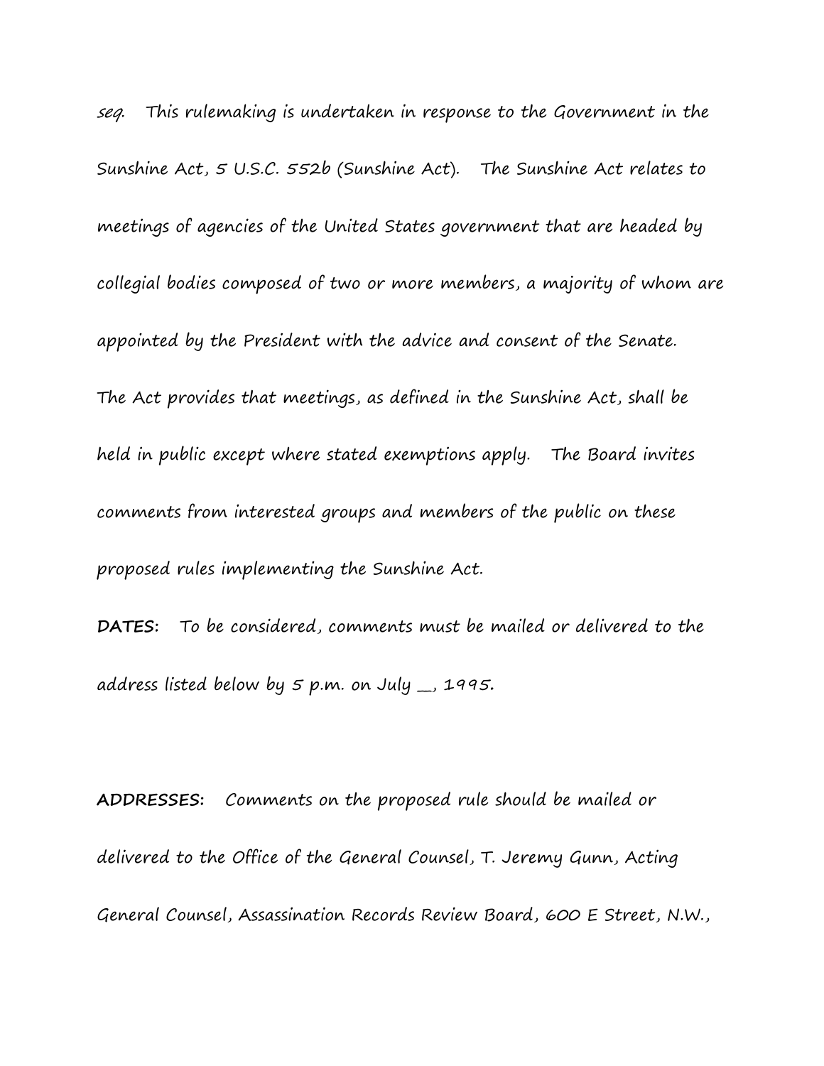*seq.* This rulemaking is undertaken in response to the Government in the Sunshine Act, 5 U.S.C. 552b (Sunshine Act). The Sunshine Act relates to meetings of agencies of the United States government that are headed by collegial bodies composed of two or more members, a majority of whom are appointed by the President with the advice and consent of the Senate. The Act provides that meetings, as defined in the Sunshine Act, shall be held in public except where stated exemptions apply. The Board invites comments from interested groups and members of the public on these proposed rules implementing the Sunshine Act.

**DATES:** To be considered, comments must be mailed or delivered to the address listed below by 5 p.m. on July __, 1995.

**ADDRESSES:** Comments on the proposed rule should be mailed or delivered to the Office of the General Counsel, T. Jeremy Gunn, Acting General Counsel, Assassination Records Review Board, 600 E Street, N.W.,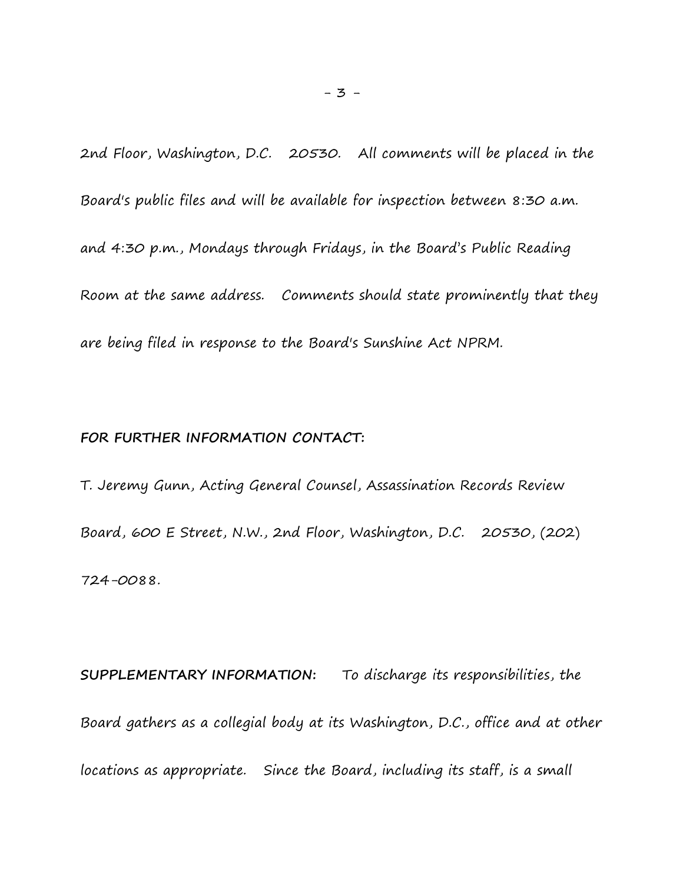2nd Floor, Washington, D.C. 20530. All comments will be placed in the Board's public files and will be available for inspection between 8:30 a.m. and 4:30 p.m., Mondays through Fridays, in the Board's Public Reading Room at the same address. Comments should state prominently that they are being filed in response to the Board's Sunshine Act NPRM.

**FOR FURTHER INFORMATION CONTACT:**

T. Jeremy Gunn, Acting General Counsel, Assassination Records Review Board, 600 E Street, N.W., 2nd Floor, Washington, D.C. 20530, (202) 724-0088.

**SUPPLEMENTARY INFORMATION:** To discharge its responsibilities, the Board gathers as a collegial body at its Washington, D.C., office and at other locations as appropriate. Since the Board, including its staff, is a small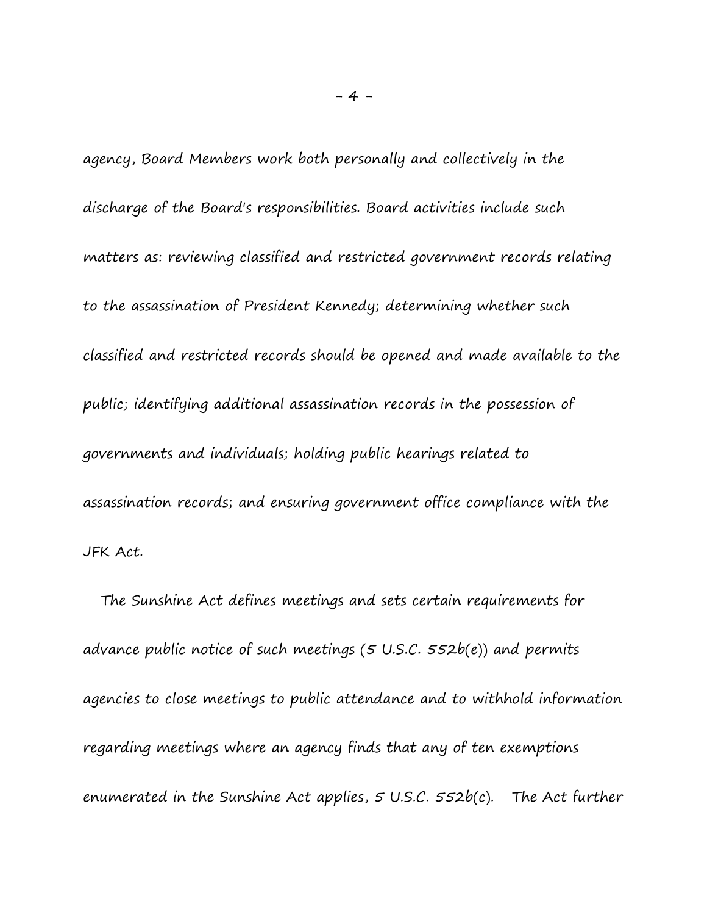agency, Board Members work both personally and collectively in the discharge of the Board's responsibilities. Board activities include such matters as: reviewing classified and restricted government records relating to the assassination of President Kennedy; determining whether such classified and restricted records should be opened and made available to the public; identifying additional assassination records in the possession of governments and individuals; holding public hearings related to assassination records; and ensuring government office compliance with the JFK Act.

The Sunshine Act defines meetings and sets certain requirements for advance public notice of such meetings (5 U.S.C. 552b(e)) and permits agencies to close meetings to public attendance and to withhold information regarding meetings where an agency finds that any of ten exemptions enumerated in the Sunshine Act applies, 5 U.S.C. 552b(c). The Act further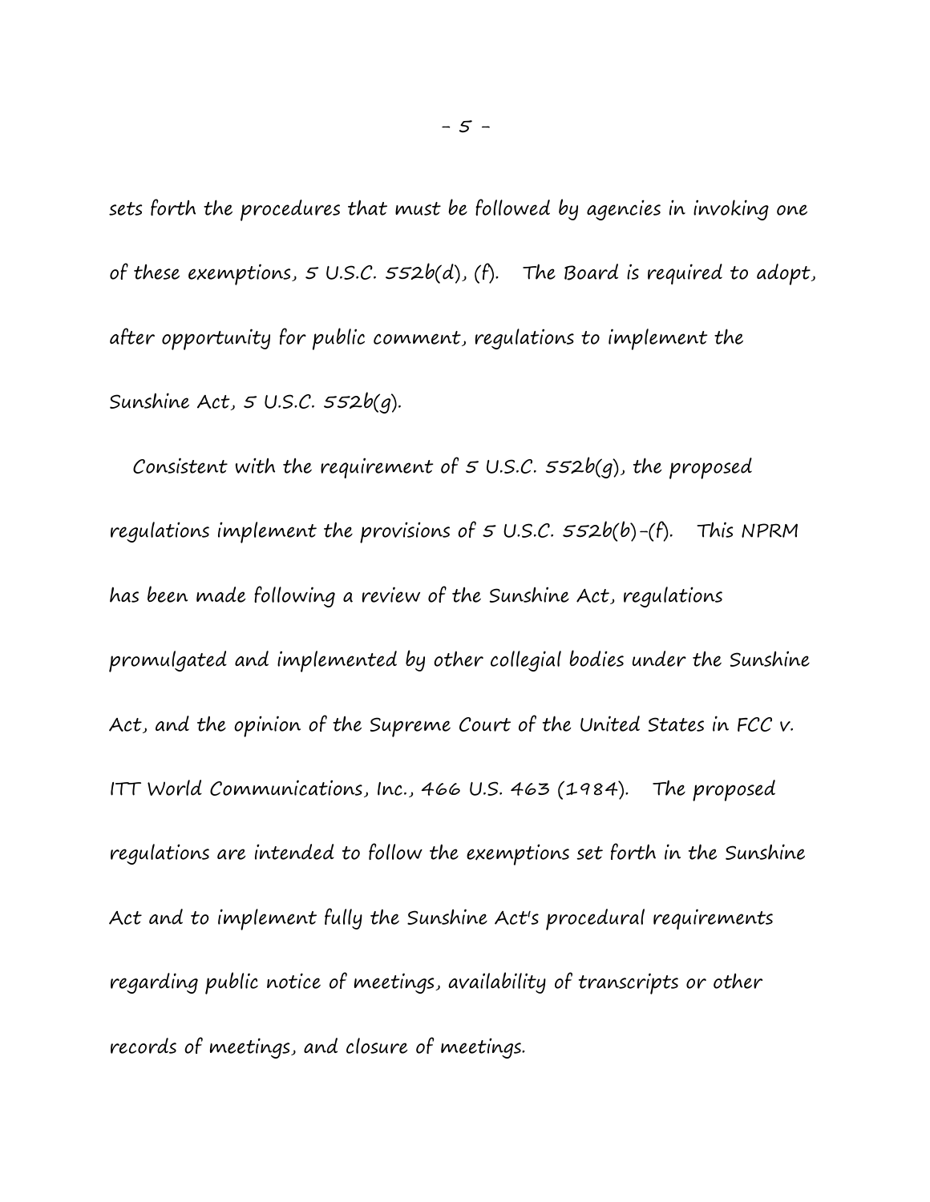sets forth the procedures that must be followed by agencies in invoking one of these exemptions, 5 U.S.C. 552b(d), (f). The Board is required to adopt, after opportunity for public comment, regulations to implement the Sunshine Act, 5 U.S.C. 552b(g).

Consistent with the requirement of 5 U.S.C. 552b(g), the proposed regulations implement the provisions of 5 U.S.C. 552b(b)-(f). This NPRM has been made following a review of the Sunshine Act, regulations promulgated and implemented by other collegial bodies under the Sunshine Act, and the opinion of the Supreme Court of the United States in FCC v. ITT World Communications, Inc., 466 U.S. 463 (1984). The proposed regulations are intended to follow the exemptions set forth in the Sunshine Act and to implement fully the Sunshine Act's procedural requirements regarding public notice of meetings, availability of transcripts or other records of meetings, and closure of meetings.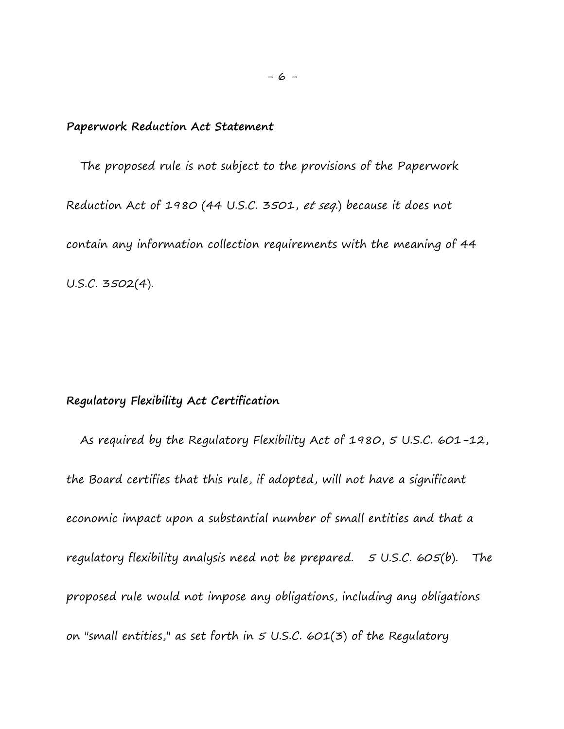**Paperwork Reduction Act Statement**

The proposed rule is not subject to the provisions of the Paperwork Reduction Act of 1980 (44 U.S.C. 3501, *et seq.*) because it does not contain any information collection requirements with the meaning of 44 U.S.C. 3502(4).

**Regulatory Flexibility Act Certification**

As required by the Regulatory Flexibility Act of 1980, 5 U.S.C. 601-12, the Board certifies that this rule, if adopted, will not have a significant economic impact upon a substantial number of small entities and that a regulatory flexibility analysis need not be prepared. 5 U.S.C. 605(b). The proposed rule would not impose any obligations, including any obligations on "small entities," as set forth in 5 U.S.C. 601(3) of the Regulatory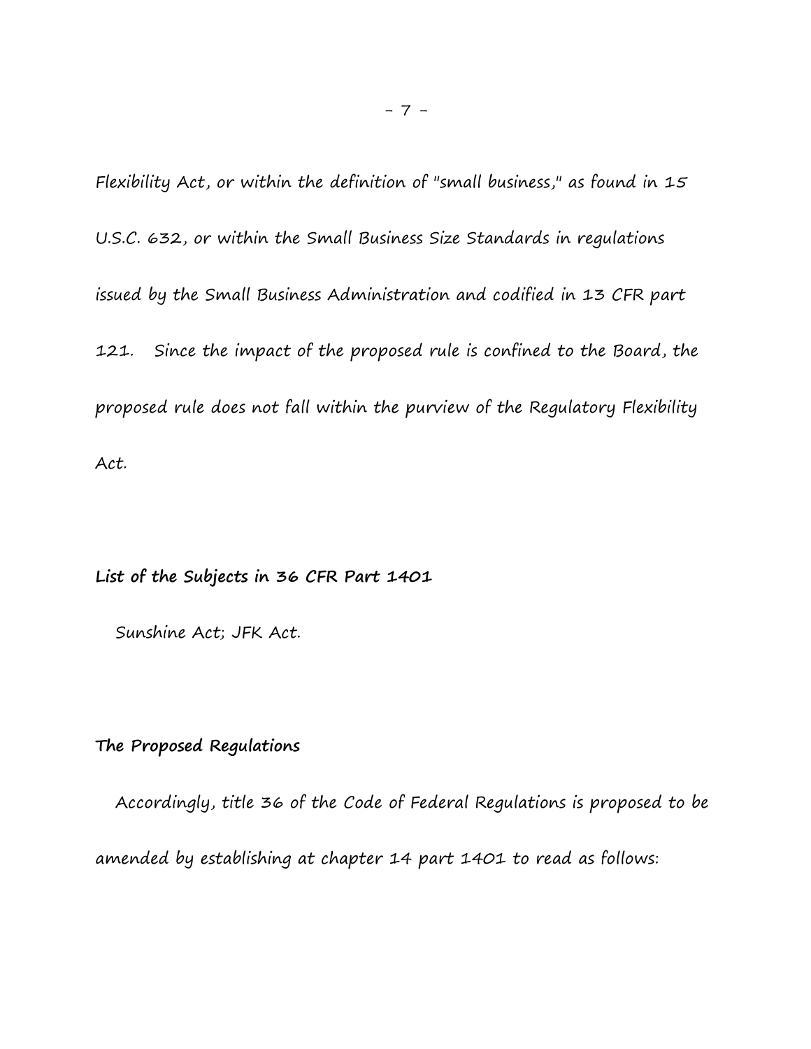Flexibility Act, or within the definition of "small business," as found in 15 U.S.C. 632, or within the Small Business Size Standards in regulations issued by the Small Business Administration and codified in 13 CFR part 121. Since the impact of the proposed rule is confined to the Board, the proposed rule does not fall within the purview of the Regulatory Flexibility Act.

**List of the Subjects in 36 CFR Part 1401**

Sunshine Act; JFK Act.

**The Proposed Regulations**

Accordingly, title 36 of the Code of Federal Regulations is proposed to be amended by establishing at chapter 14 part 1401 to read as follows: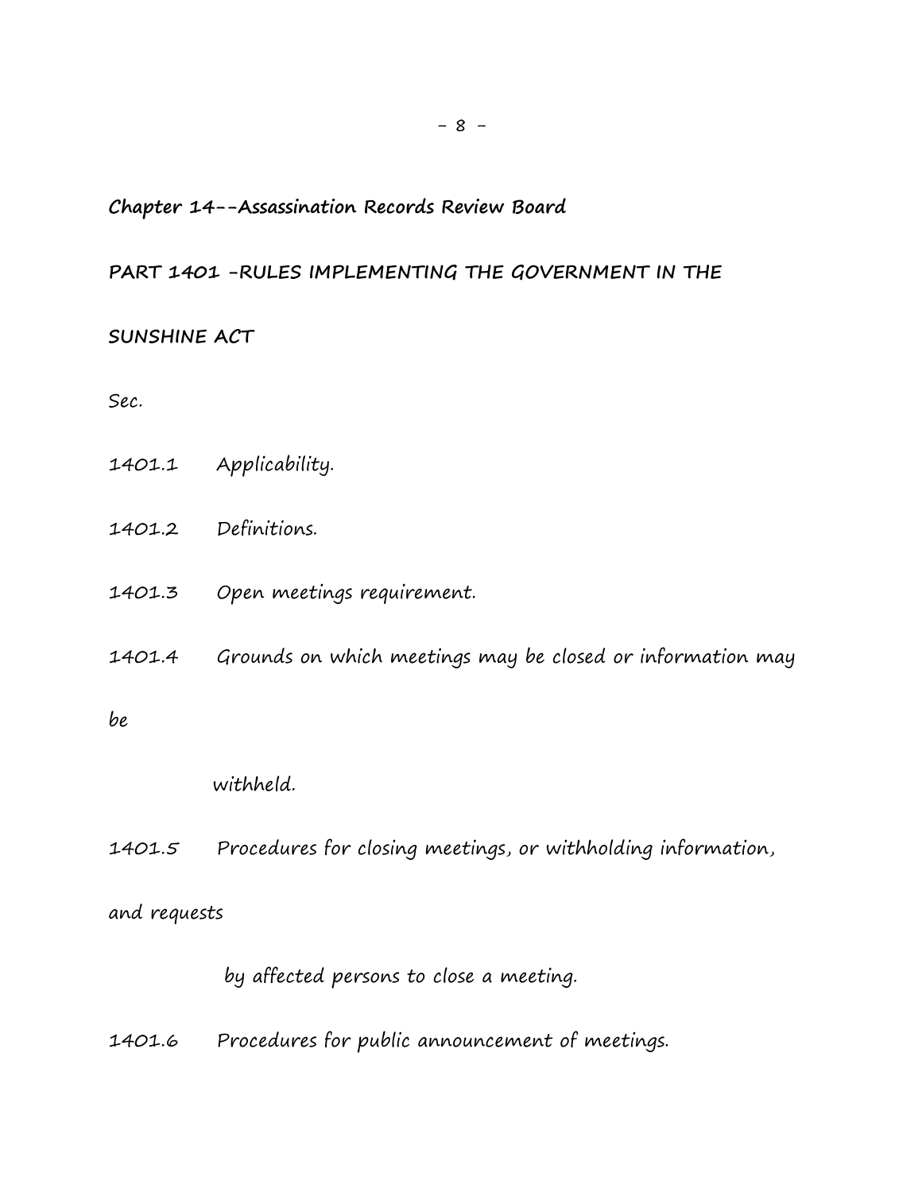**Chapter 14--Assassination Records Review Board**

**PART 1401 -RULES IMPLEMENTING THE GOVERNMENT IN THE SUNSHINE ACT**

Sec.

1401.1 Applicability.

1401.2 Definitions.

1401.3 Open meetings requirement.

1401.4 Grounds on which meetings may be closed or information may be withheld.

1401.5 Procedures for closing meetings, or withholding information, and requests by affected persons to close a meeting.

1401.6 Procedures for public announcement of meetings.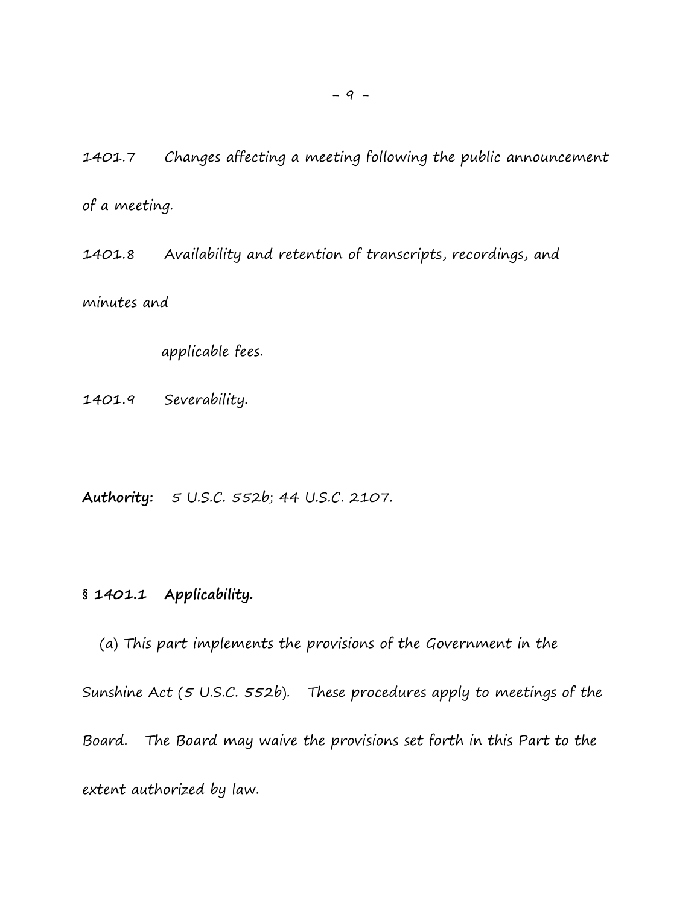1401.7 Changes affecting a meeting following the public announcement of a meeting.

1401.8 Availability and retention of transcripts, recordings, and minutes and applicable fees.

1401.9 Severability.

**Authority:** 5 U.S.C. 552b; 44 U.S.C. 2107.

**§ 1401.1 Applicability.**

(a) This part implements the provisions of the Government in the Sunshine Act (5 U.S.C. 552b). These procedures apply to meetings of the Board. The Board may waive the provisions set forth in this Part to the extent authorized by law.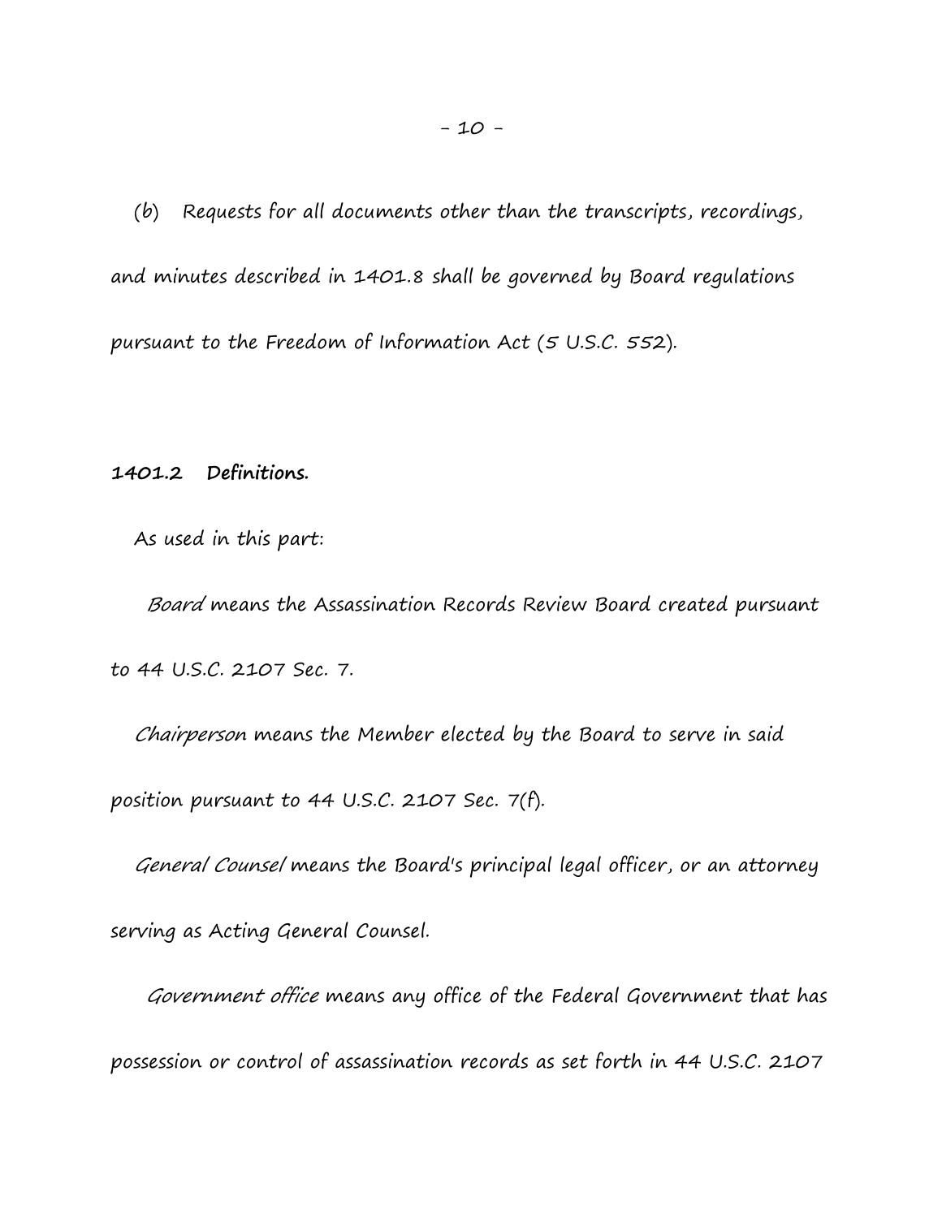(b) Requests for all documents other than the transcripts, recordings, and minutes described in 1401.8 shall be governed by Board regulations pursuant to the Freedom of Information Act (5 U.S.C. 552).

**1401.2 Definitions.**

As used in this part:

*Board* means the Assassination Records Review Board created pursuant to 44 U.S.C. 2107 Sec. 7.

*Chairperson* means the Member elected by the Board to serve in said position pursuant to 44 U.S.C. 2107 Sec. 7(f).

*General Counsel* means the Board's principal legal officer, or an attorney serving as Acting General Counsel.

*Government office* means any office of the Federal Government that has possession or control of assassination records as set forth in 44 U.S.C. 2107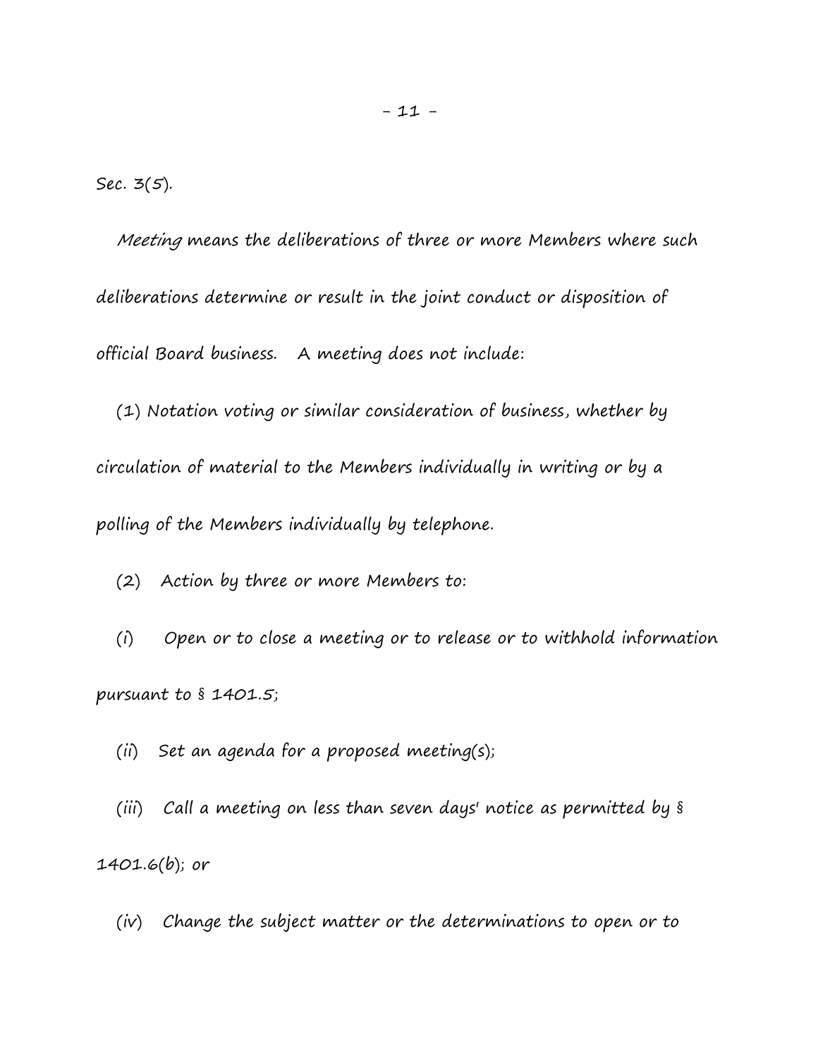Sec. 3(5).

*Meeting* means the deliberations of three or more Members where such deliberations determine or result in the joint conduct or disposition of official Board business. A meeting does not include:

(1) Notation voting or similar consideration of business, whether by circulation of material to the Members individually in writing or by a polling of the Members individually by telephone.

(2) Action by three or more Members to:

(*i*) Open or to close a meeting or to release or to withhold information pursuant to § 1401.5;

(*ii*) Set an agenda for a proposed meeting(s);

(*iii*) Call a meeting on less than seven days' notice as permitted by § 1401.6(*b*); or

(*iv*) Change the subject matter or the determinations to open or to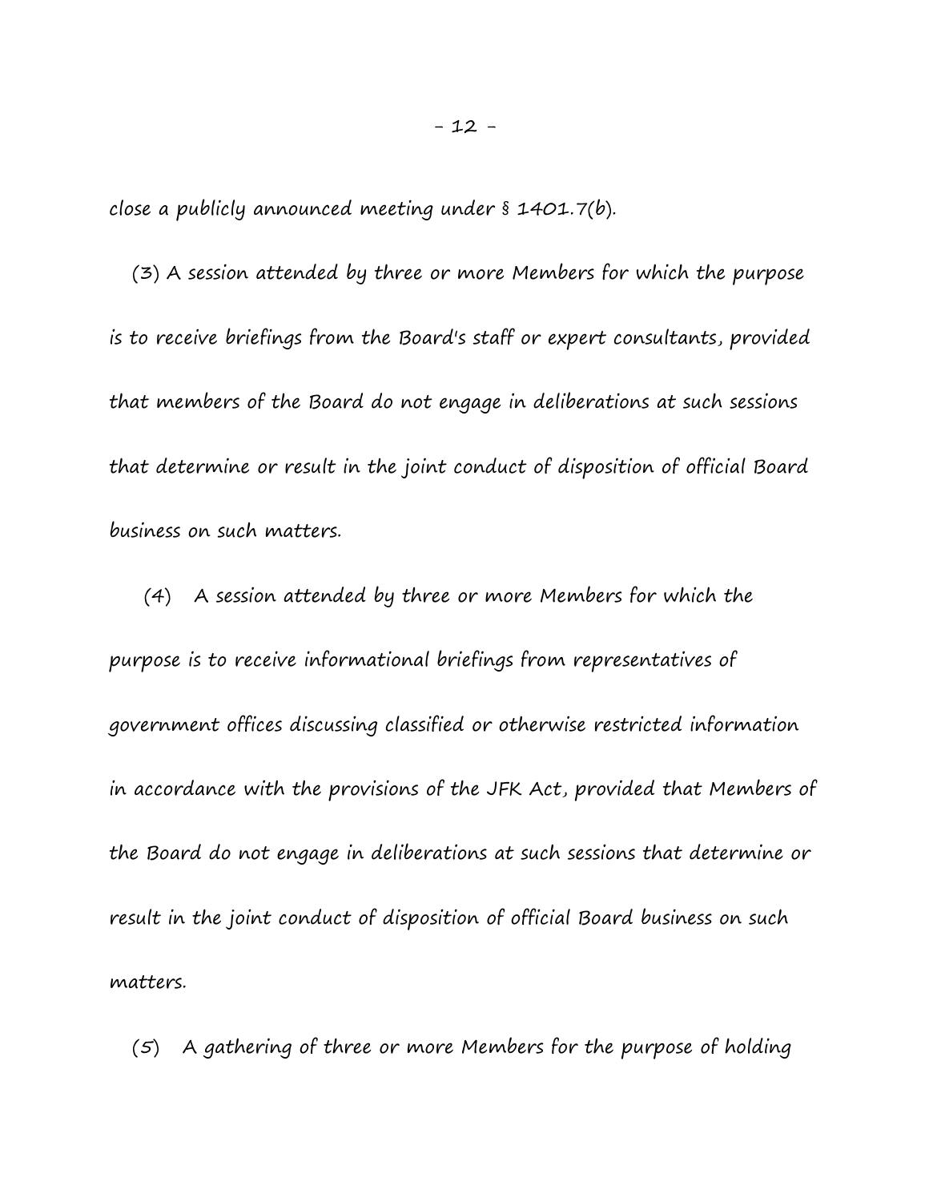close a publicly announced meeting under § 1401.7(b).

(3) A session attended by three or more Members for which the purpose is to receive briefings from the Board's staff or expert consultants, provided that members of the Board do not engage in deliberations at such sessions that determine or result in the joint conduct of disposition of official Board business on such matters.

(4) A session attended by three or more Members for which the purpose is to receive informational briefings from representatives of government offices discussing classified or otherwise restricted information in accordance with the provisions of the JFK Act, provided that Members of the Board do not engage in deliberations at such sessions that determine or result in the joint conduct of disposition of official Board business on such matters.

(5) A gathering of three or more Members for the purpose of holding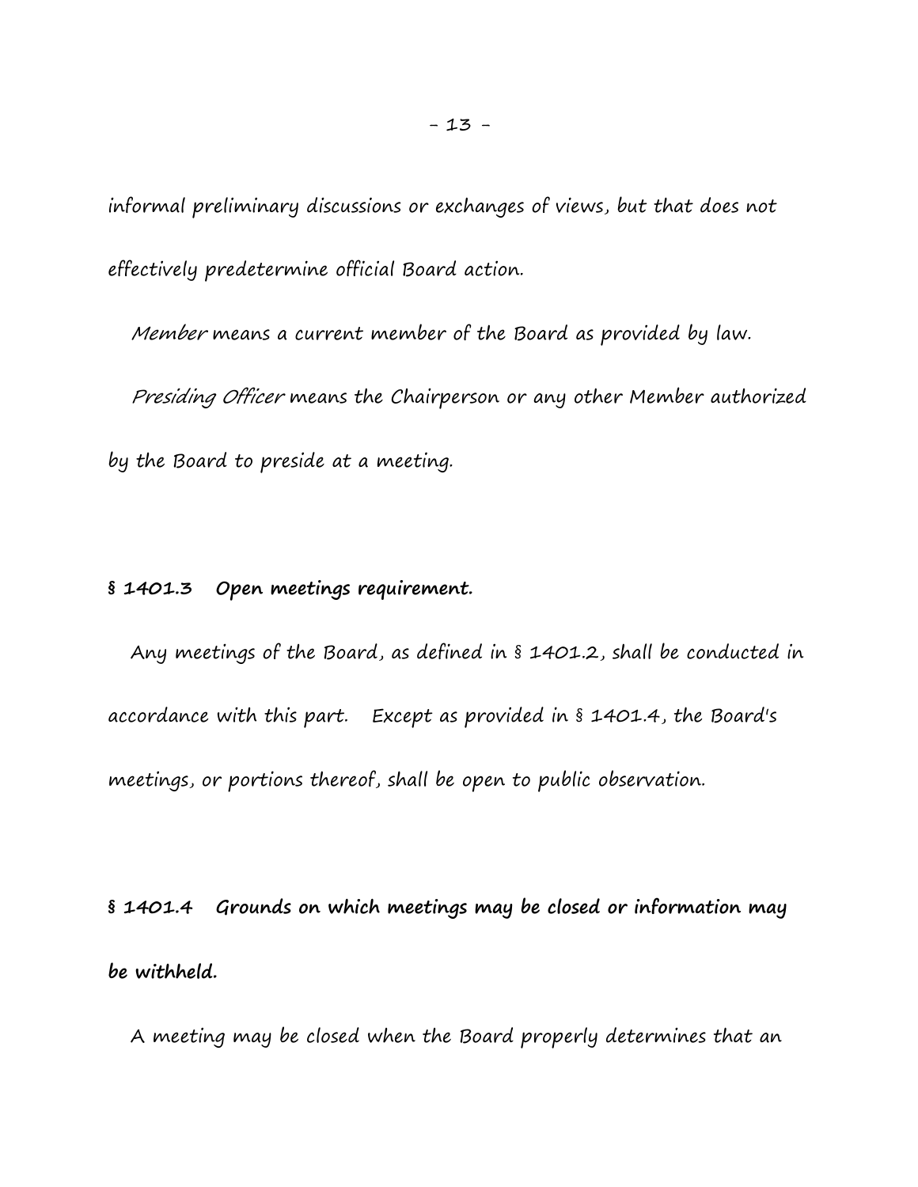informal preliminary discussions or exchanges of views, but that does not effectively predetermine official Board action.

*Member* means a current member of the Board as provided by law.

*Presiding Officer* means the Chairperson or any other Member authorized by the Board to preside at a meeting.

**§ 1401.3 Open meetings requirement.**

Any meetings of the Board, as defined in § 1401.2, shall be conducted in accordance with this part. Except as provided in § 1401.4, the Board's meetings, or portions thereof, shall be open to public observation.

**§ 1401.4 Grounds on which meetings may be closed or information may be withheld.**

A meeting may be closed when the Board properly determines that an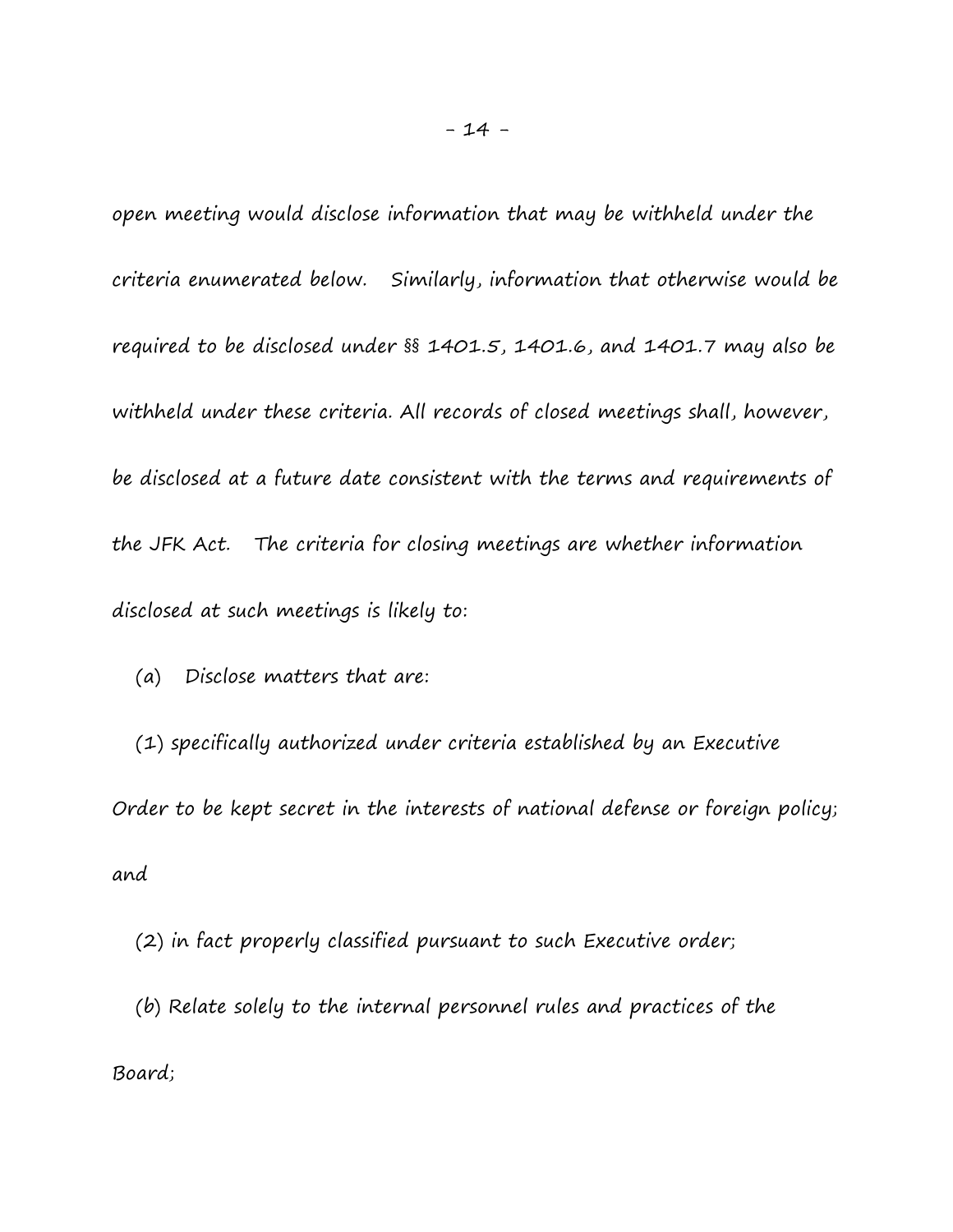open meeting would disclose information that may be withheld under the criteria enumerated below. Similarly, information that otherwise would be required to be disclosed under §§ 1401.5, 1401.6, and 1401.7 may also be withheld under these criteria. All records of closed meetings shall, however, be disclosed at a future date consistent with the terms and requirements of the JFK Act. The criteria for closing meetings are whether information disclosed at such meetings is likely to:

(a) Disclose matters that are:

(1) specifically authorized under criteria established by an Executive Order to be kept secret in the interests of national defense or foreign policy; and

(2) in fact properly classified pursuant to such Executive order;

(b) Relate solely to the internal personnel rules and practices of the Board;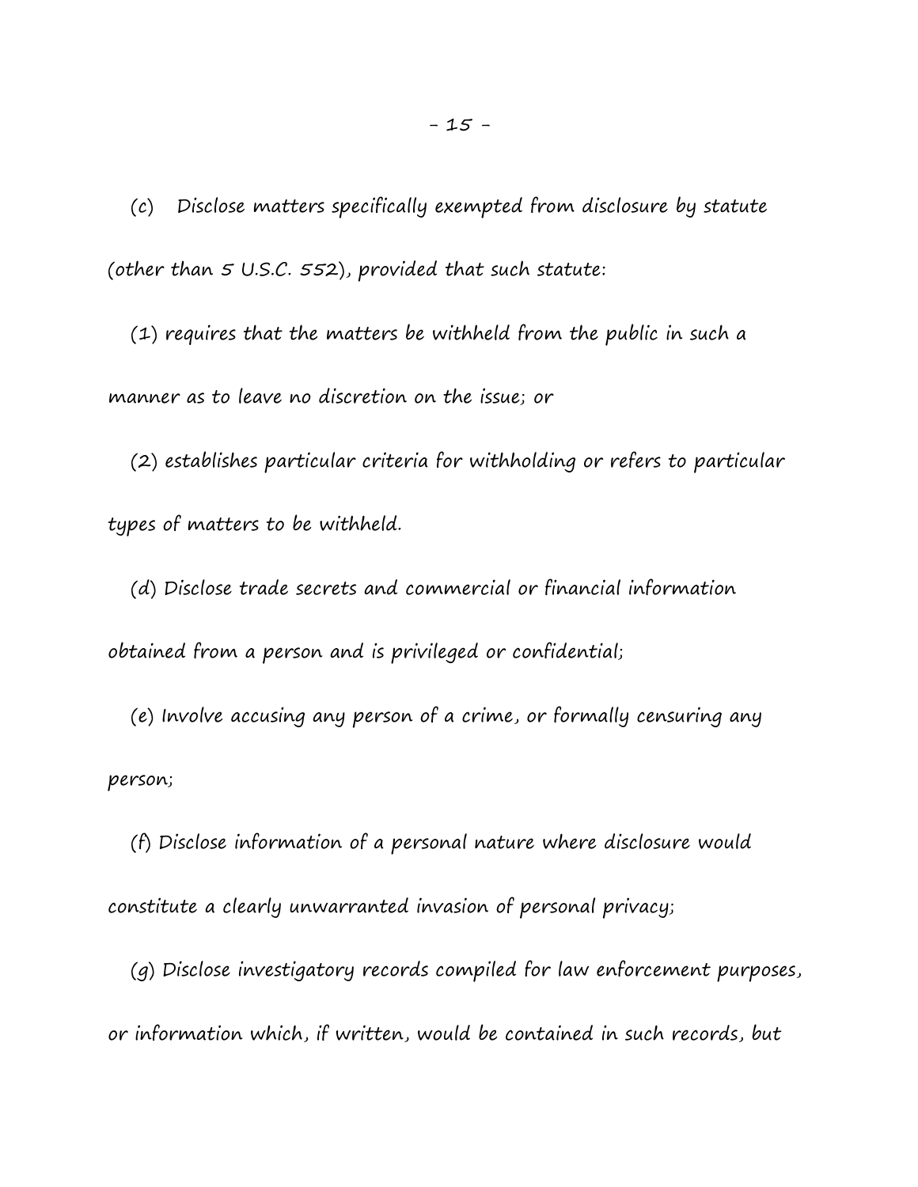(c) Disclose matters specifically exempted from disclosure by statute (other than 5 U.S.C. 552), provided that such statute:

(1) requires that the matters be withheld from the public in such a manner as to leave no discretion on the issue; or

(2) establishes particular criteria for withholding or refers to particular types of matters to be withheld.

(d) Disclose trade secrets and commercial or financial information obtained from a person and is privileged or confidential;

(e) Involve accusing any person of a crime, or formally censuring any person;

(f) Disclose information of a personal nature where disclosure would constitute a clearly unwarranted invasion of personal privacy;

(g) Disclose investigatory records compiled for law enforcement purposes, or information which, if written, would be contained in such records, but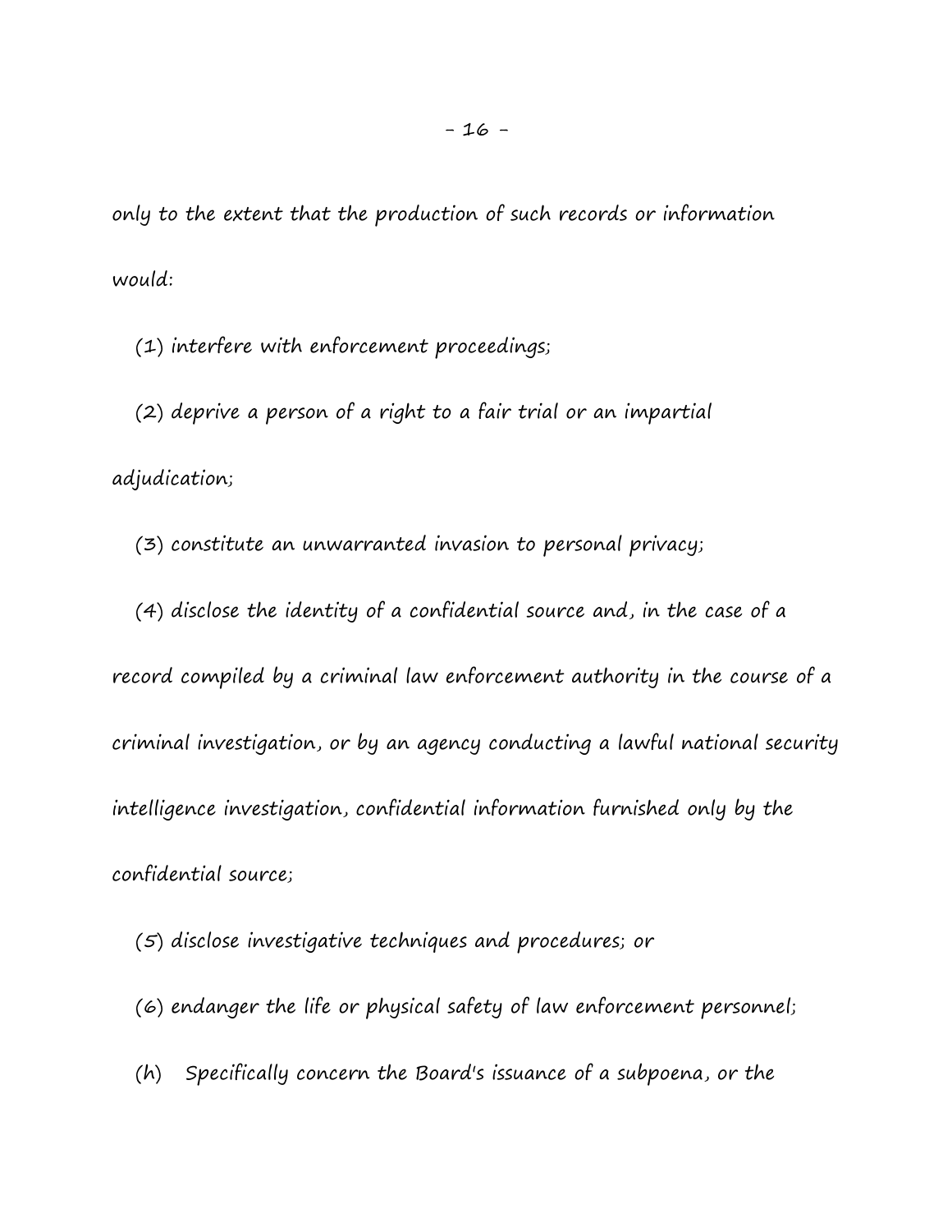only to the extent that the production of such records or information would:

(1) interfere with enforcement proceedings;

(2) deprive a person of a right to a fair trial or an impartial adjudication;

(3) constitute an unwarranted invasion to personal privacy;

(4) disclose the identity of a confidential source and, in the case of a record compiled by a criminal law enforcement authority in the course of a criminal investigation, or by an agency conducting a lawful national security intelligence investigation, confidential information furnished only by the confidential source;

(5) disclose investigative techniques and procedures; or

(6) endanger the life or physical safety of law enforcement personnel;

(h) Specifically concern the Board's issuance of a subpoena, or the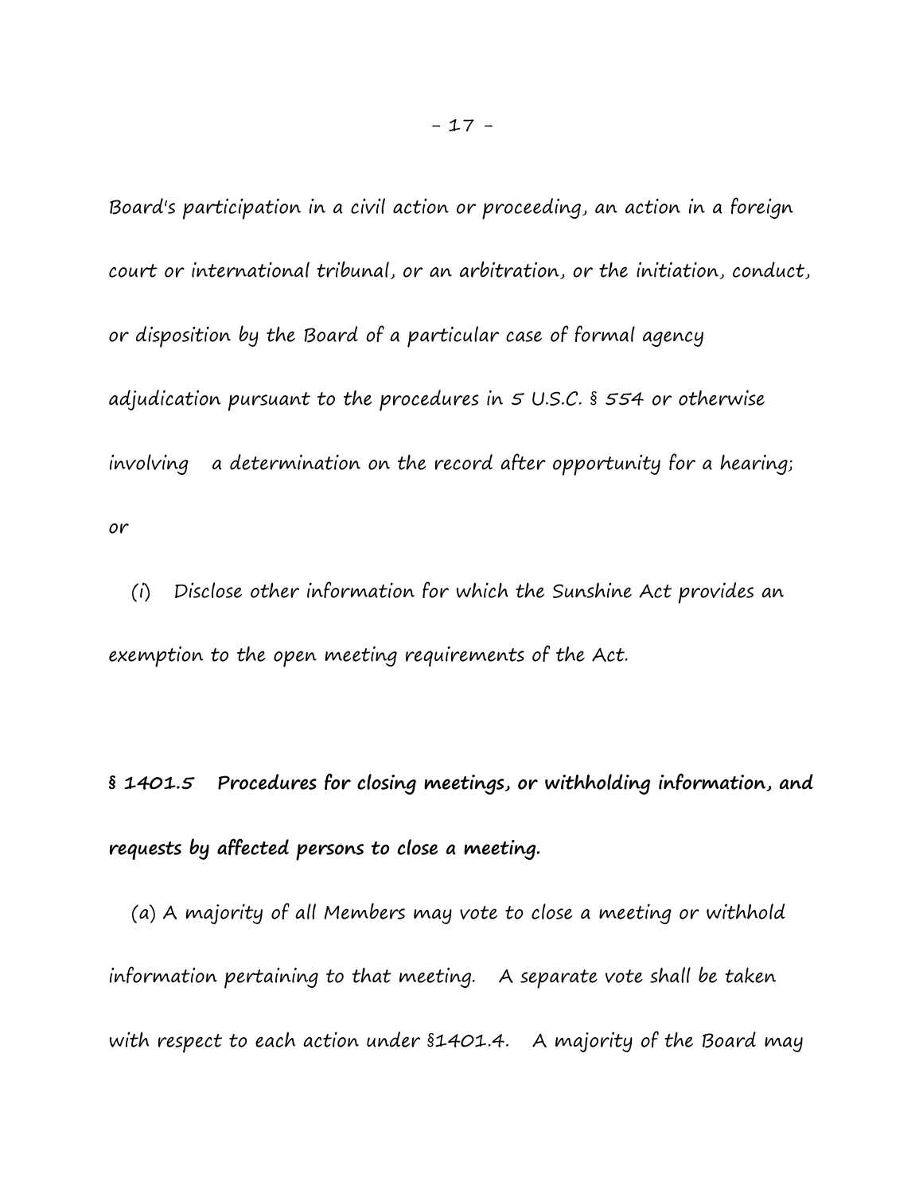Board's participation in a civil action or proceeding, an action in a foreign court or international tribunal, or an arbitration, or the initiation, conduct, or disposition by the Board of a particular case of formal agency adjudication pursuant to the procedures in 5 U.S.C. § 554 or otherwise involving a determination on the record after opportunity for a hearing; or

(i) Disclose other information for which the Sunshine Act provides an exemption to the open meeting requirements of the Act.

**§ 1401.5 Procedures for closing meetings, or withholding information, and requests by affected persons to close a meeting.**

(a) A majority of all Members may vote to close a meeting or withhold information pertaining to that meeting. A separate vote shall be taken with respect to each action under §1401.4. A majority of the Board may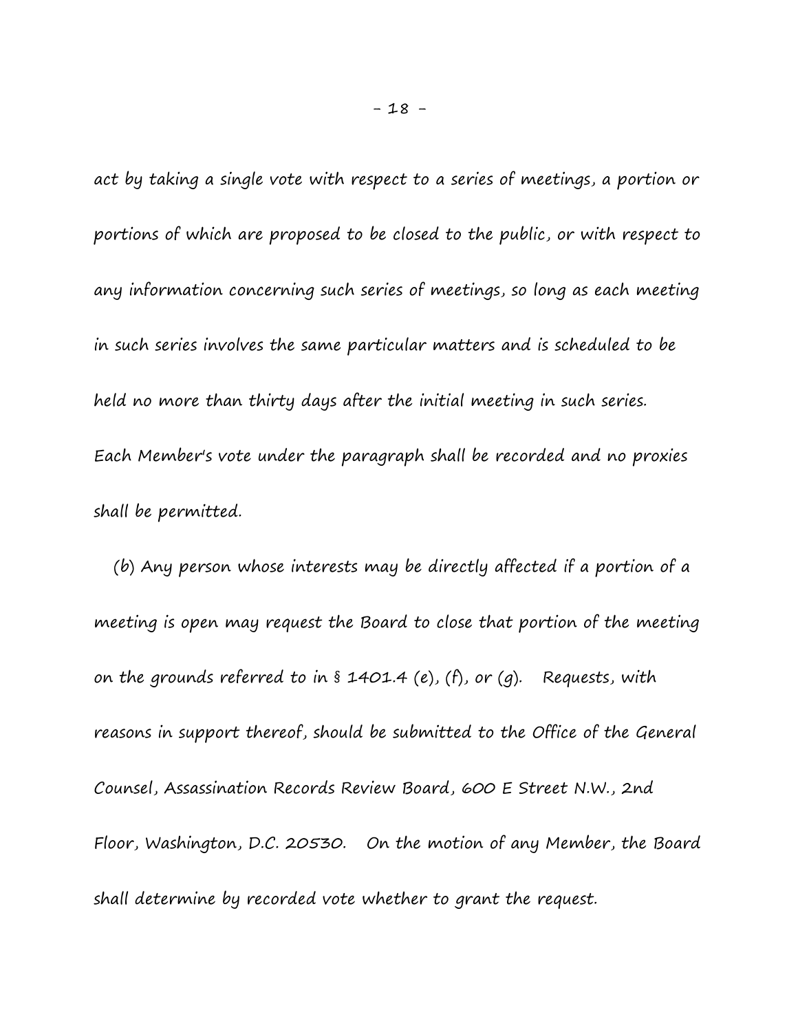act by taking a single vote with respect to a series of meetings, a portion or portions of which are proposed to be closed to the public, or with respect to any information concerning such series of meetings, so long as each meeting in such series involves the same particular matters and is scheduled to be held no more than thirty days after the initial meeting in such series. Each Member's vote under the paragraph shall be recorded and no proxies shall be permitted.

(b) Any person whose interests may be directly affected if a portion of a meeting is open may request the Board to close that portion of the meeting on the grounds referred to in § 1401.4 (e), (f), or (g). Requests, with reasons in support thereof, should be submitted to the Office of the General Counsel, Assassination Records Review Board, 600 E Street N.W., 2nd Floor, Washington, D.C. 20530. On the motion of any Member, the Board shall determine by recorded vote whether to grant the request.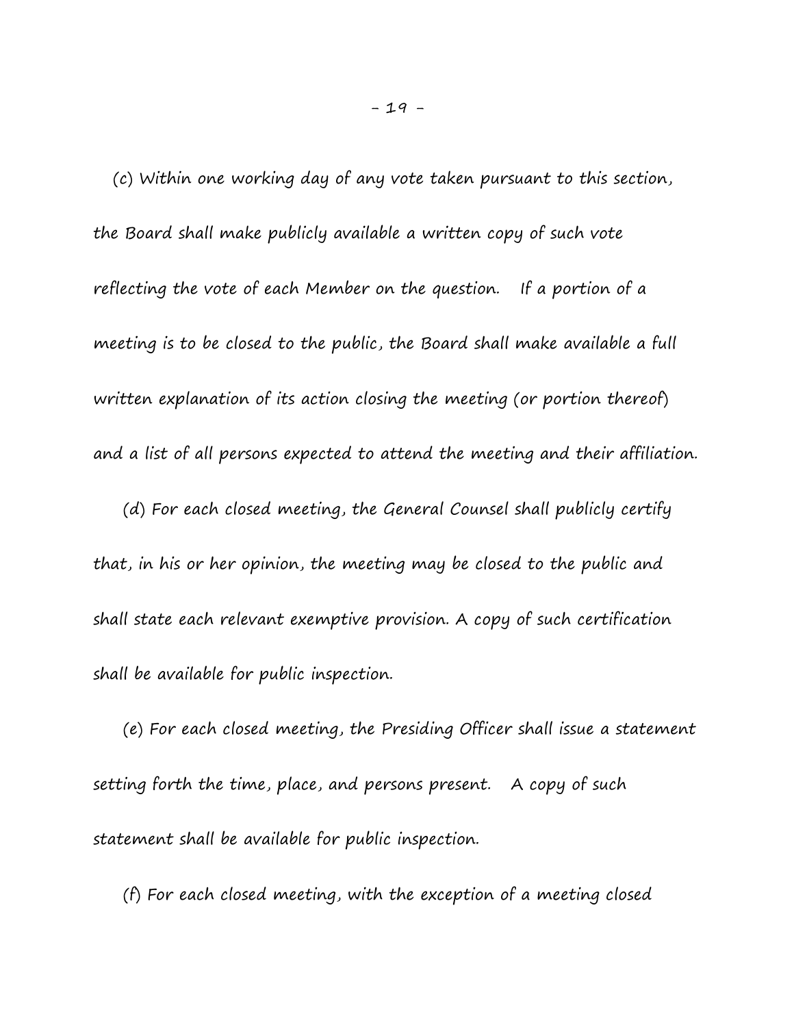(c) Within one working day of any vote taken pursuant to this section, the Board shall make publicly available a written copy of such vote reflecting the vote of each Member on the question. If a portion of a meeting is to be closed to the public, the Board shall make available a full written explanation of its action closing the meeting (or portion thereof) and a list of all persons expected to attend the meeting and their affiliation.

(d) For each closed meeting, the General Counsel shall publicly certify that, in his or her opinion, the meeting may be closed to the public and shall state each relevant exemptive provision. A copy of such certification shall be available for public inspection.

(e) For each closed meeting, the Presiding Officer shall issue a statement setting forth the time, place, and persons present. A copy of such statement shall be available for public inspection.

(f) For each closed meeting, with the exception of a meeting closed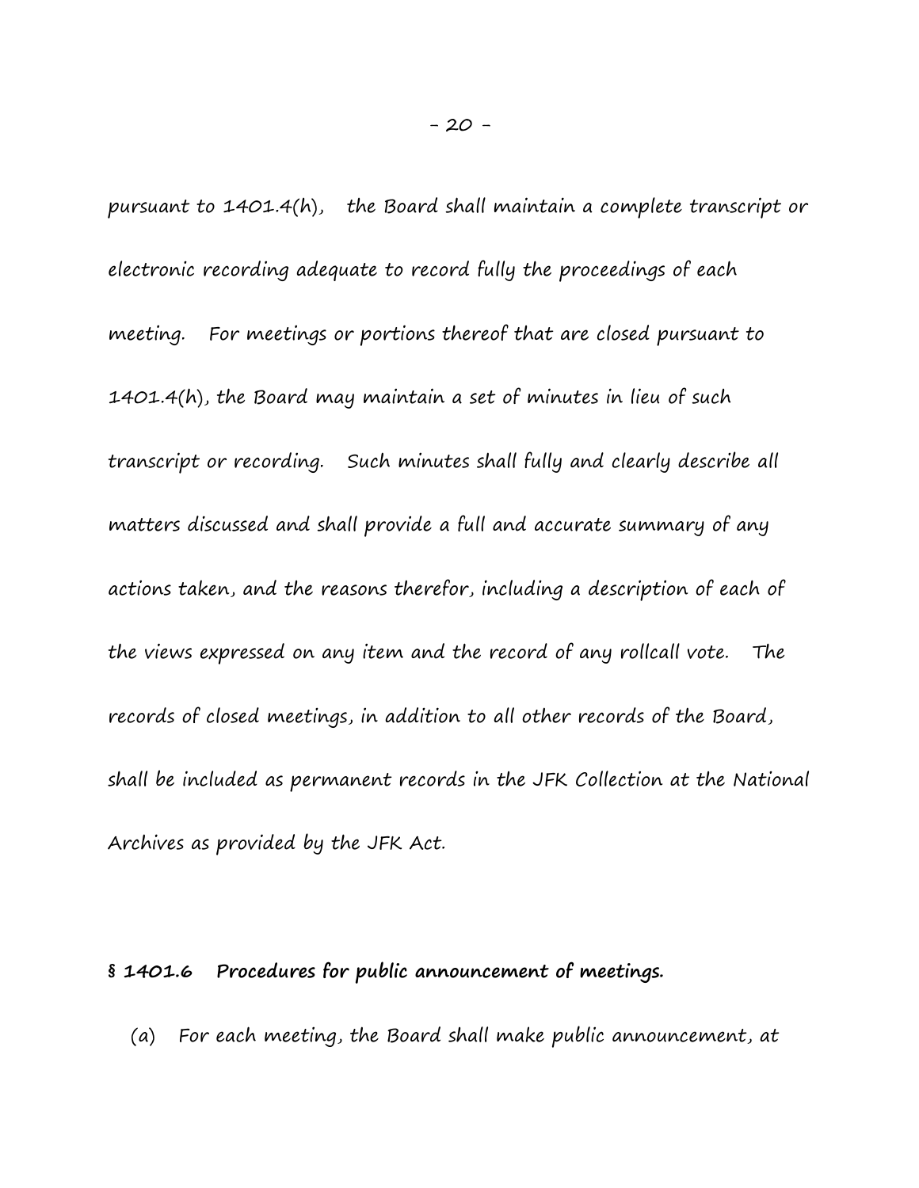pursuant to 1401.4(h), the Board shall maintain a complete transcript or electronic recording adequate to record fully the proceedings of each meeting. For meetings or portions thereof that are closed pursuant to 1401.4(h), the Board may maintain a set of minutes in lieu of such transcript or recording. Such minutes shall fully and clearly describe all matters discussed and shall provide a full and accurate summary of any actions taken, and the reasons therefor, including a description of each of the views expressed on any item and the record of any rollcall vote. The records of closed meetings, in addition to all other records of the Board, shall be included as permanent records in the JFK Collection at the National Archives as provided by the JFK Act.

**§ 1401.6 Procedures for public announcement of meetings.**

(a) For each meeting, the Board shall make public announcement, at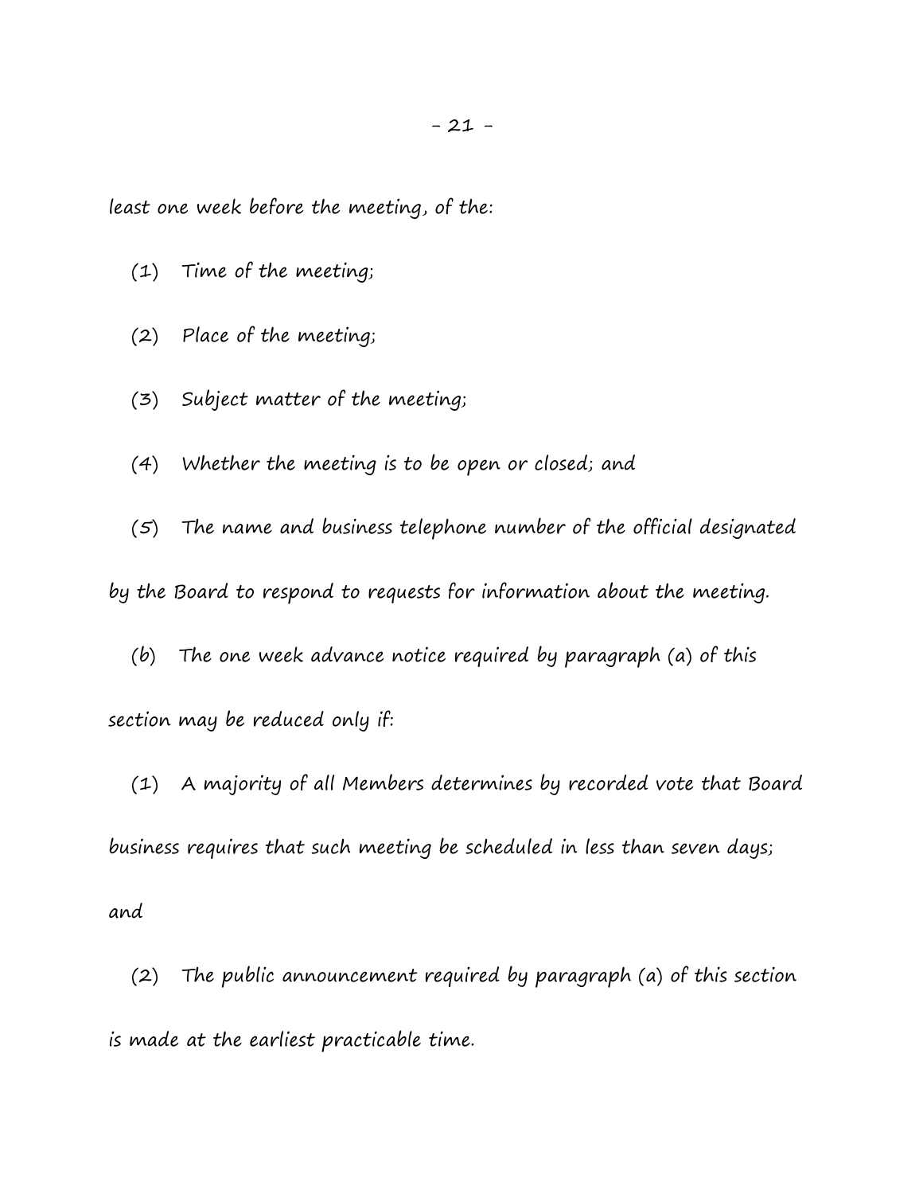least one week before the meeting, of the:

(1) Time of the meeting;

(2) Place of the meeting;

(3) Subject matter of the meeting;

(4) Whether the meeting is to be open or closed; and

(5) The name and business telephone number of the official designated by the Board to respond to requests for information about the meeting.

(b) The one week advance notice required by paragraph (a) of this section may be reduced only if:

(1) A majority of all Members determines by recorded vote that Board business requires that such meeting be scheduled in less than seven days; and

(2) The public announcement required by paragraph (a) of this section is made at the earliest practicable time.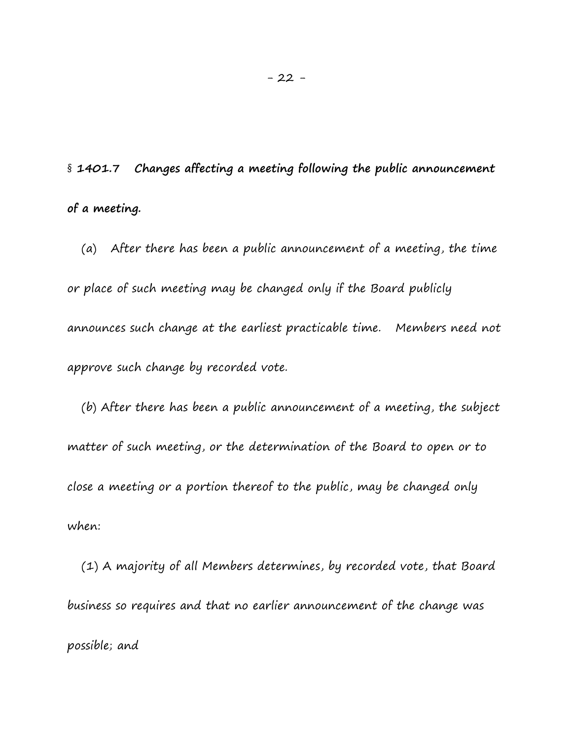§ **1401.7 Changes affecting a meeting following the public announcement of a meeting.**

(a) After there has been a public announcement of a meeting, the time or place of such meeting may be changed only if the Board publicly announces such change at the earliest practicable time. Members need not approve such change by recorded vote.

(b) After there has been a public announcement of a meeting, the subject matter of such meeting, or the determination of the Board to open or to close a meeting or a portion thereof to the public, may be changed only when:

(1) A majority of all Members determines, by recorded vote, that Board business so requires and that no earlier announcement of the change was possible; and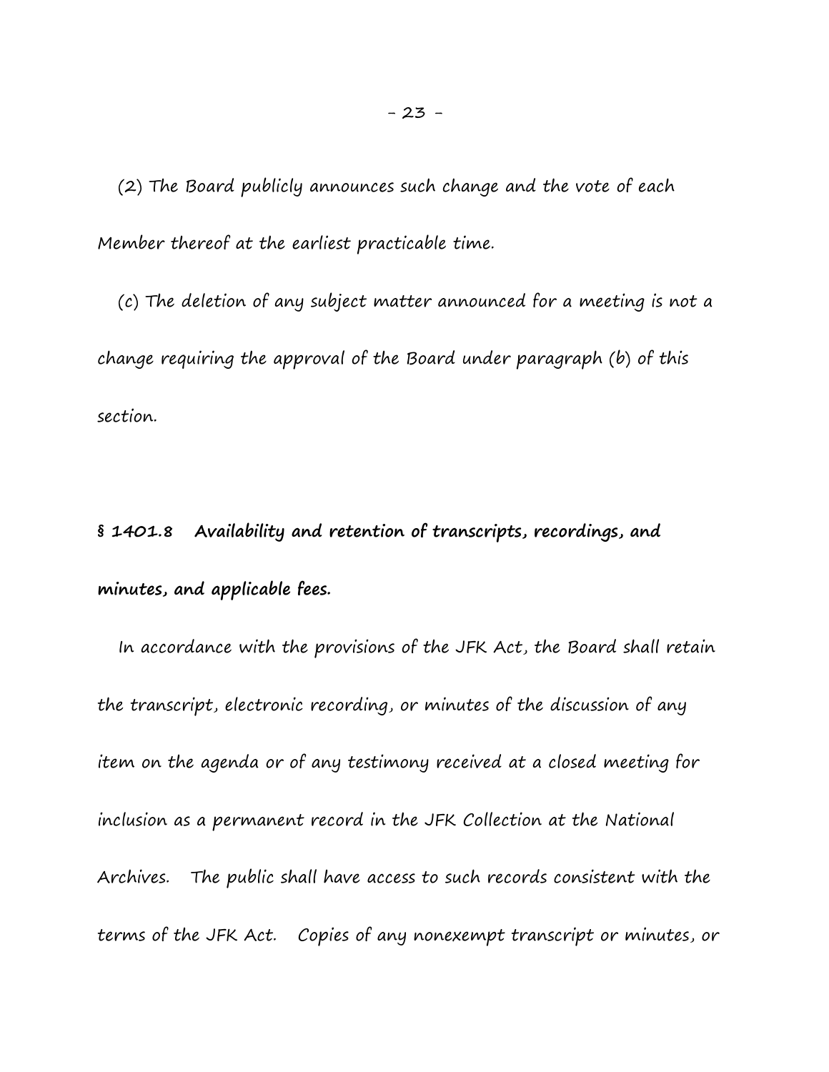(2) The Board publicly announces such change and the vote of each Member thereof at the earliest practicable time.

(c) The deletion of any subject matter announced for a meeting is not a change requiring the approval of the Board under paragraph (b) of this section.

**§ 1401.8 Availability and retention of transcripts, recordings, and minutes, and applicable fees.**

In accordance with the provisions of the JFK Act, the Board shall retain the transcript, electronic recording, or minutes of the discussion of any item on the agenda or of any testimony received at a closed meeting for inclusion as a permanent record in the JFK Collection at the National Archives. The public shall have access to such records consistent with the terms of the JFK Act. Copies of any nonexempt transcript or minutes, or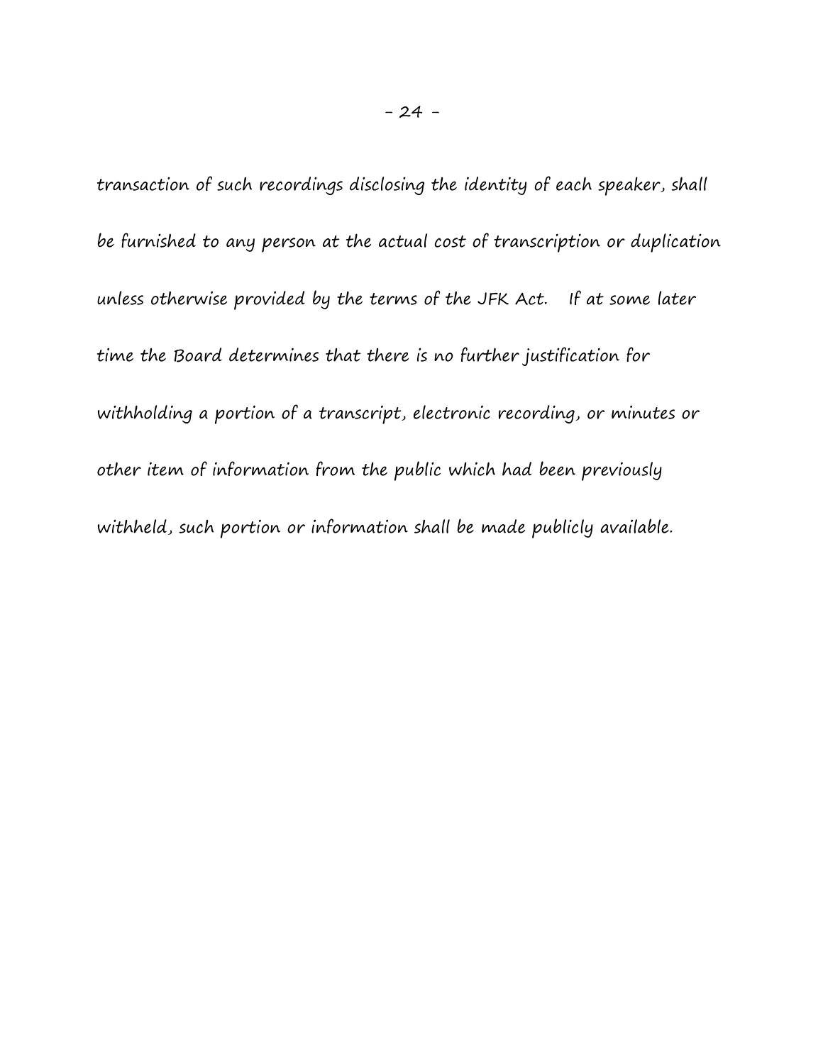transaction of such recordings disclosing the identity of each speaker, shall be furnished to any person at the actual cost of transcription or duplication unless otherwise provided by the terms of the JFK Act. If at some later time the Board determines that there is no further justification for withholding a portion of a transcript, electronic recording, or minutes or other item of information from the public which had been previously withheld, such portion or information shall be made publicly available.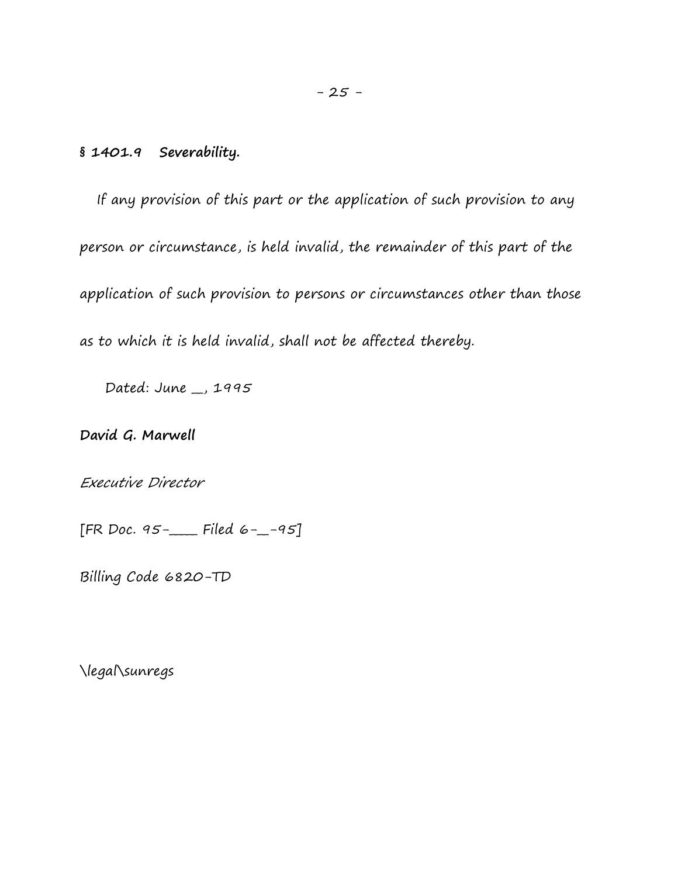**§ 1401.9 Severability.**

If any provision of this part or the application of such provision to any person or circumstance, is held invalid, the remainder of this part of the application of such provision to persons or circumstances other than those as to which it is held invalid, shall not be affected thereby.

Dated: June __, 1995

**David G. Marwell**

*Executive Director*

[FR Doc. 95-____ Filed 6-__-95]

Billing Code 6820-TD

\legal\sunregs